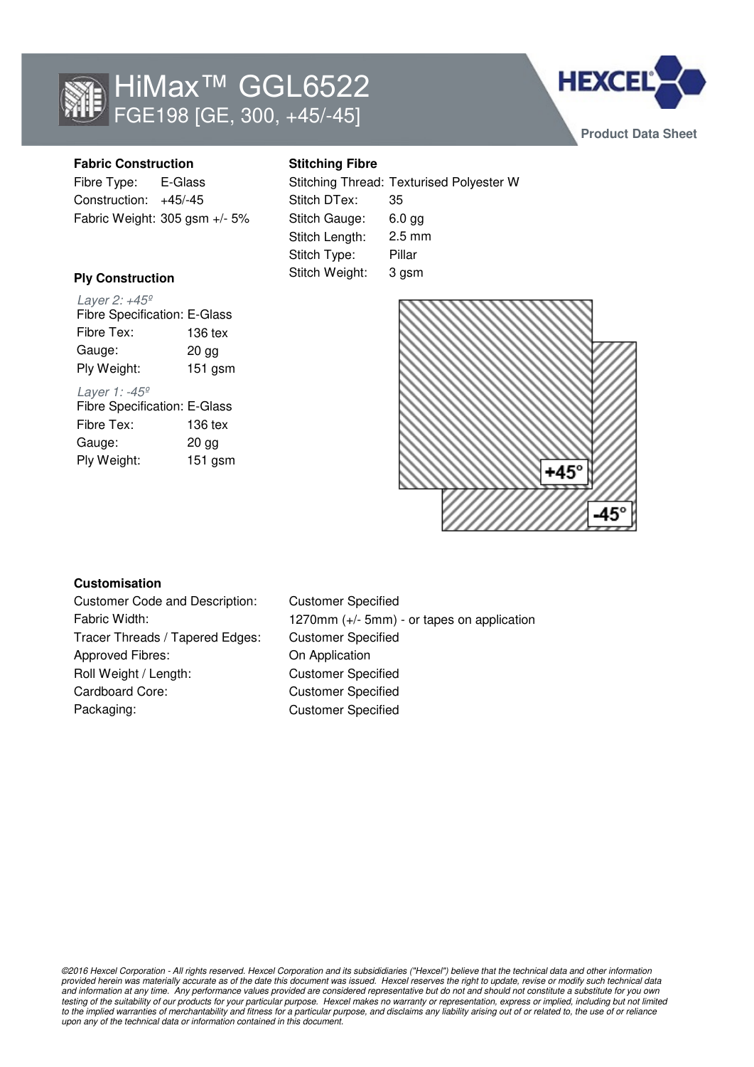# HiMax™ GGL6522

## FGE198 [GE, 300, +45/-45]

Product Data Sheet

### Fabric Construction

Fibre Type: E-Glass
Construction: +45/-45
Fabric Weight: 305 gsm +/- 5%

### Stitching Fibre

| | |
|---|---|
| Stitching Thread: | Texturised Polyester W |
| Stitch DTex: | 35 |
| Stitch Gauge: | 6.0 gg |
| Stitch Length: | 2.5 mm |
| Stitch Type: | Pillar |
| Stitch Weight: | 3 gsm |

### Ply Construction

*Layer 2: +45º*

| | |
|---|---|
| Fibre Specification: | E-Glass |
| Fibre Tex: | 136 tex |
| Gauge: | 20 gg |
| Ply Weight: | 151 gsm |

*Layer 1: -45º*

| | |
|---|---|
| Fibre Specification: | E-Glass |
| Fibre Tex: | 136 tex |
| Gauge: | 20 gg |
| Ply Weight: | 151 gsm |

+45°

-45°

### Customisation

| | |
|---|---|
| Customer Code and Description: | Customer Specified |
| Fabric Width: | 1270mm (+/- 5mm) - or tapes on application |
| Tracer Threads / Tapered Edges: | Customer Specified |
| Approved Fibres: | On Application |
| Roll Weight / Length: | Customer Specified |
| Cardboard Core: | Customer Specified |
| Packaging: | Customer Specified |

*©2016 Hexcel Corporation - All rights reserved. Hexcel Corporation and its subsididiaries ("Hexcel") believe that the technical data and other information provided herein was materially accurate as of the date this document was issued. Hexcel reserves the right to update, revise or modify such technical data and information at any time. Any performance values provided are considered representative but do not and should not constitute a substitute for you own testing of the suitability of our products for your particular purpose. Hexcel makes no warranty or representation, express or implied, including but not limited to the implied warranties of merchantability and fitness for a particular purpose, and disclaims any liability arising out of or related to, the use of or reliance upon any of the technical data or information contained in this document.*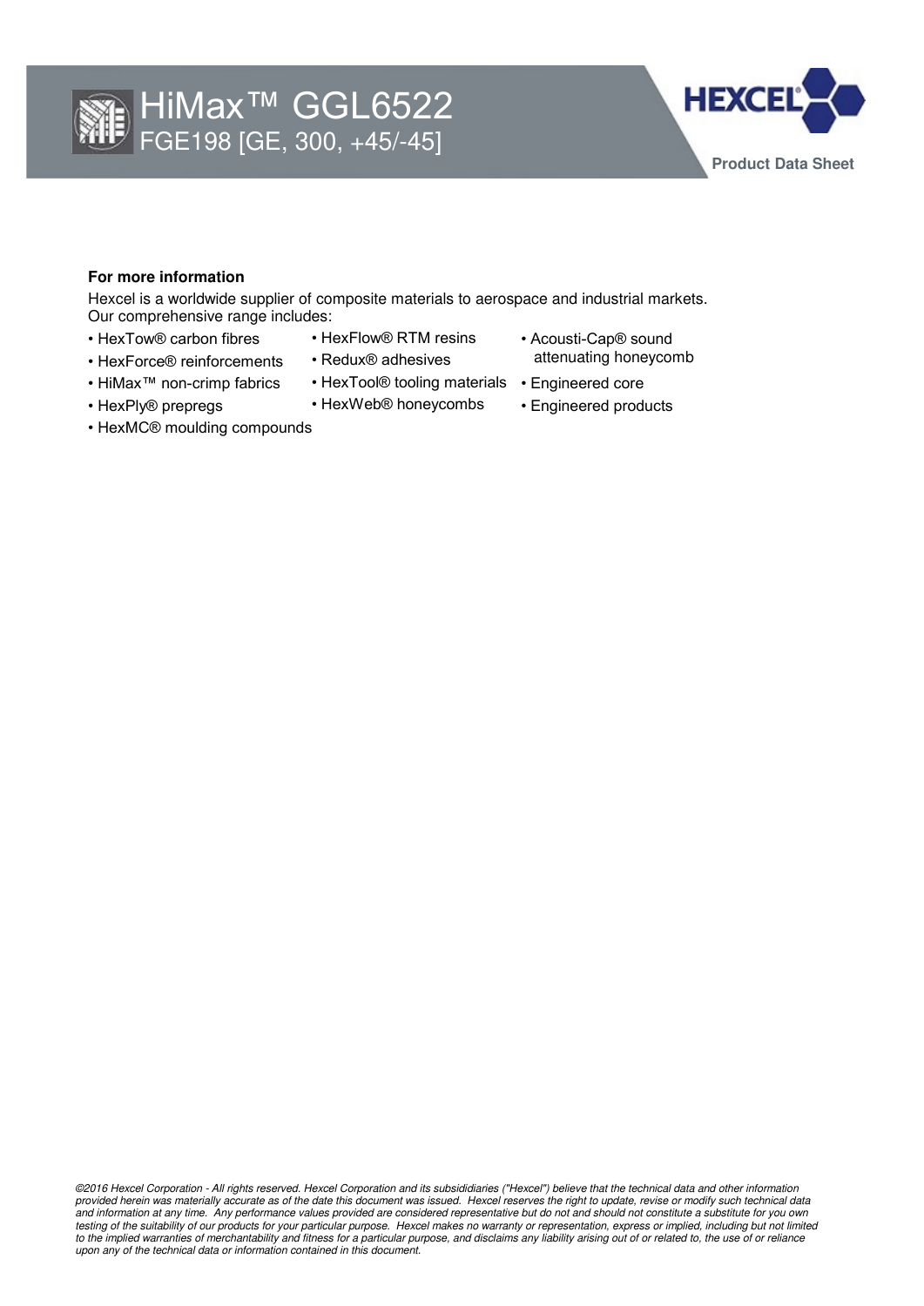# HiMax™ GGL6522

FGE198 [GE, 300, +45/-45]

Product Data Sheet

**For more information**

Hexcel is a worldwide supplier of composite materials to aerospace and industrial markets. Our comprehensive range includes:

- HexTow® carbon fibres
- HexForce® reinforcements
- HiMax™ non-crimp fabrics
- HexPly® prepregs
- HexMC® moulding compounds
- HexFlow® RTM resins
- Redux® adhesives
- HexTool® tooling materials
- HexWeb® honeycombs
- Acousti-Cap® sound attenuating honeycomb
- Engineered core
- Engineered products

*©2016 Hexcel Corporation - All rights reserved. Hexcel Corporation and its subsididiaries ("Hexcel") believe that the technical data and other information provided herein was materially accurate as of the date this document was issued. Hexcel reserves the right to update, revise or modify such technical data and information at any time. Any performance values provided are considered representative but do not and should not constitute a substitute for you own testing of the suitability of our products for your particular purpose. Hexcel makes no warranty or representation, express or implied, including but not limited to the implied warranties of merchantability and fitness for a particular purpose, and disclaims any liability arising out of or related to, the use of or reliance upon any of the technical data or information contained in this document.*